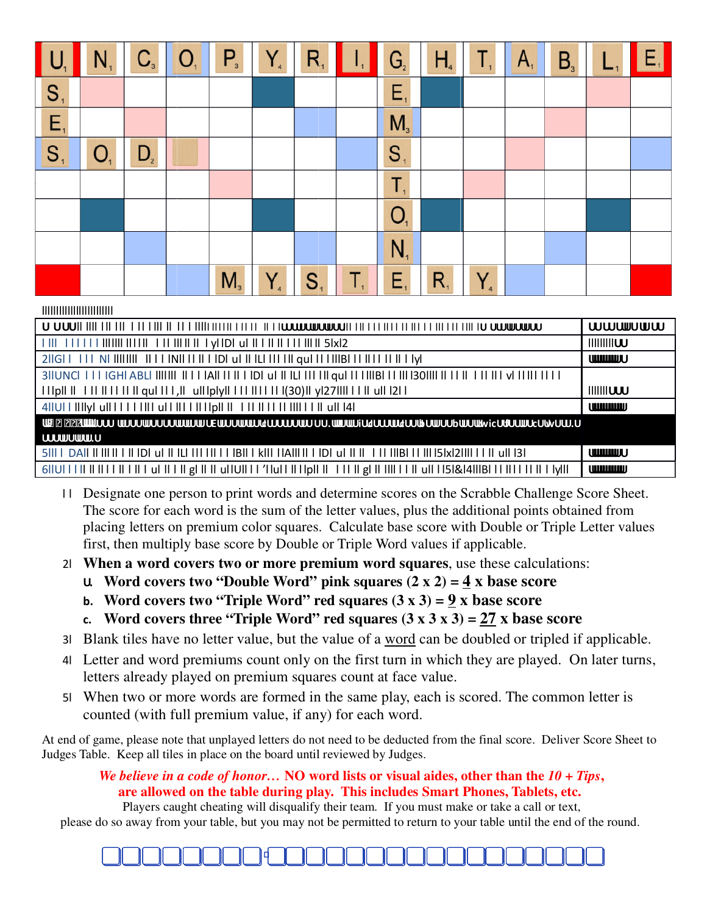| U | N | C | O | P | Y | R | I | G | H | T | A | B | L | E |
|---|---|---|---|---|---|---|---|---|---|---|---|---|---|---|
| S | | | | | | | | E | | | | | | |
| E | | | | | | | | M | | | | | | |
| S | O | D | | | | | | S | | | | | | |
| | | | | | | | | T | | | | | | |
| | | | | | | | | O | | | | | | |
| | | | | | | | | N | | | | | | |
| | | | | M | Y | S | T | E | R | Y | | | | |

1. Designate one person to print words and determine scores on the Scrabble Challenge Score Sheet. The score for each word is the sum of the letter values, plus the additional points obtained from placing letters on premium color squares. Calculate base score with Double or Triple Letter values first, then multiply base score by Double or Triple Word values if applicable.
2. **When a word covers two or more premium word squares**, use these calculations:
   a. **Word covers two "Double Word" pink squares (2 x 2) = 4 x base score**
   b. **Word covers two "Triple Word" red squares (3 x 3) = 9 x base score**
   c. **Word covers three "Triple Word" red squares (3 x 3 x 3) = 27 x base score**
3. Blank tiles have no letter value, but the value of a word can be doubled or tripled if applicable.
4. Letter and word premiums count only on the first turn in which they are played. On later turns, letters already played on premium squares count at face value.
5. When two or more words are formed in the same play, each is scored. The common letter is counted (with full premium value, if any) for each word.

At end of game, please note that unplayed letters do not need to be deducted from the final score. Deliver Score Sheet to Judges Table. Keep all tiles in place on the board until reviewed by Judges.

***We believe in a code of honor…* NO word lists or visual aides, other than the *10 + Tips*, are allowed on the table during play. This includes Smart Phones, Tablets, etc.**

Players caught cheating will disqualify their team. If you must make or take a call or text, please do so away from your table, but you may not be permitted to return to your table until the end of the round.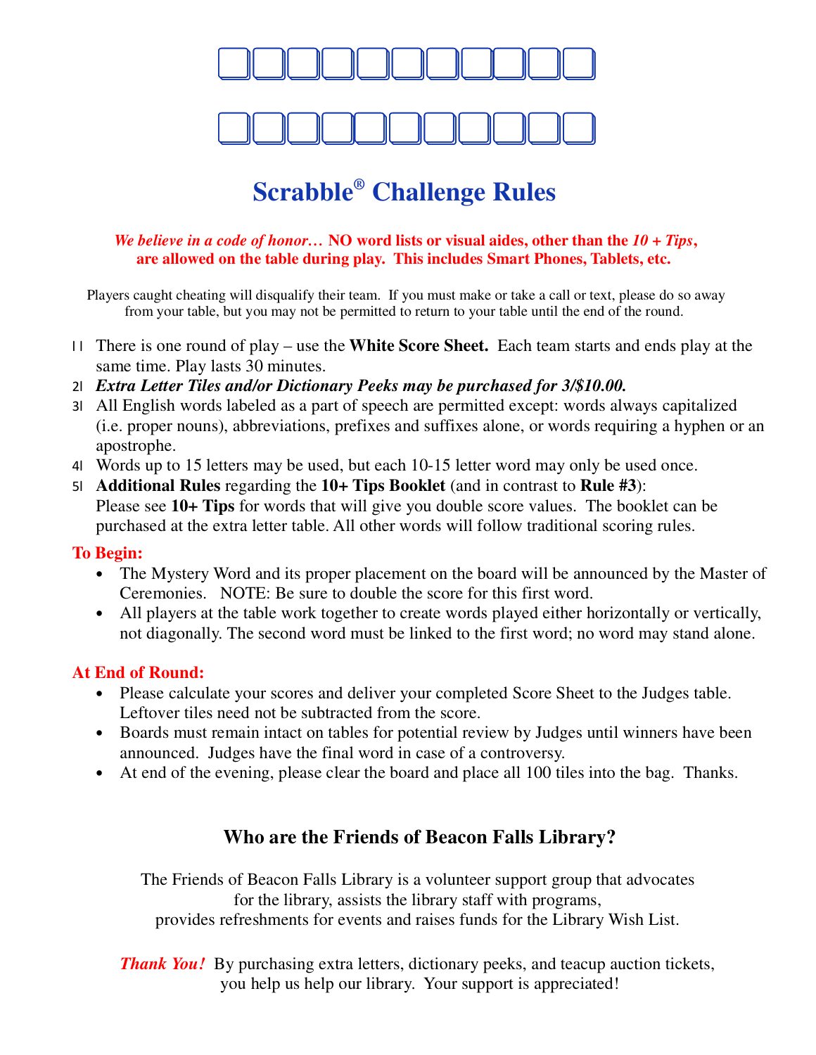# Scrabble® Challenge Rules

***We believe in a code of honor…* NO word lists or visual aides, other than the *10 + Tips*, are allowed on the table during play. This includes Smart Phones, Tablets, etc.**

Players caught cheating will disqualify their team. If you must make or take a call or text, please do so away from your table, but you may not be permitted to return to your table until the end of the round.

1. There is one round of play – use the **White Score Sheet.** Each team starts and ends play at the same time. Play lasts 30 minutes.
2. ***Extra Letter Tiles and/or Dictionary Peeks may be purchased for 3/$10.00.***
3. All English words labeled as a part of speech are permitted except: words always capitalized (i.e. proper nouns), abbreviations, prefixes and suffixes alone, or words requiring a hyphen or an apostrophe.
4. Words up to 15 letters may be used, but each 10-15 letter word may only be used once.
5. **Additional Rules** regarding the **10+ Tips Booklet** (and in contrast to **Rule #3**): Please see **10+ Tips** for words that will give you double score values. The booklet can be purchased at the extra letter table. All other words will follow traditional scoring rules.

**To Begin:**

- The Mystery Word and its proper placement on the board will be announced by the Master of Ceremonies. NOTE: Be sure to double the score for this first word.
- All players at the table work together to create words played either horizontally or vertically, not diagonally. The second word must be linked to the first word; no word may stand alone.

**At End of Round:**

- Please calculate your scores and deliver your completed Score Sheet to the Judges table. Leftover tiles need not be subtracted from the score.
- Boards must remain intact on tables for potential review by Judges until winners have been announced. Judges have the final word in case of a controversy.
- At end of the evening, please clear the board and place all 100 tiles into the bag. Thanks.

## Who are the Friends of Beacon Falls Library?

The Friends of Beacon Falls Library is a volunteer support group that advocates for the library, assists the library staff with programs, provides refreshments for events and raises funds for the Library Wish List.

***Thank You!*** By purchasing extra letters, dictionary peeks, and teacup auction tickets, you help us help our library. Your support is appreciated!